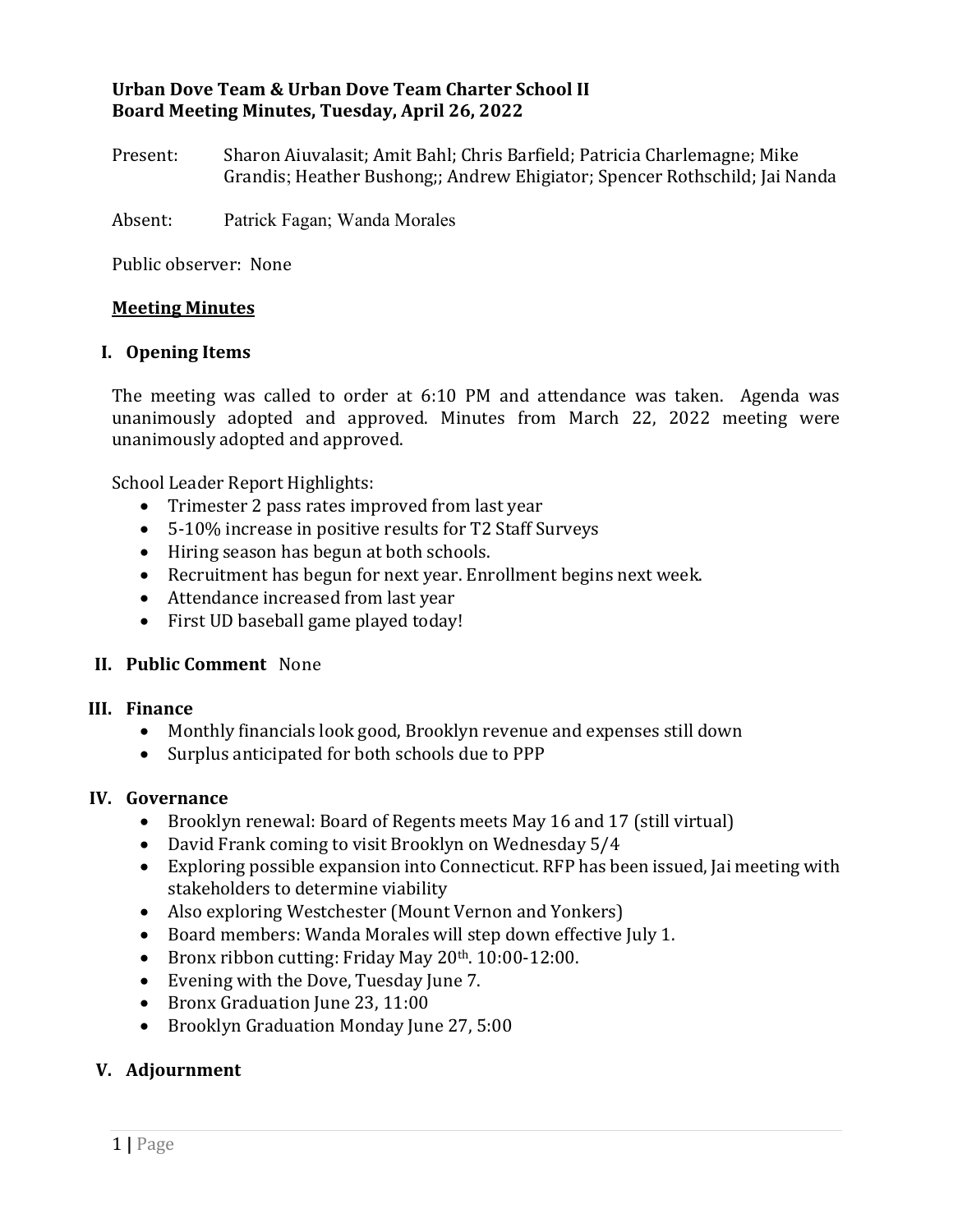**Urban Dove Team & Urban Dove Team Charter School II**
**Board Meeting Minutes, Tuesday, April 26, 2022**

Present: Sharon Aiuvalasit; Amit Bahl; Chris Barfield; Patricia Charlemagne; Mike Grandis; Heather Bushong;; Andrew Ehigiator; Spencer Rothschild; Jai Nanda

Absent: Patrick Fagan; Wanda Morales

Public observer: None

**Meeting Minutes**

## I. Opening Items

The meeting was called to order at 6:10 PM and attendance was taken. Agenda was unanimously adopted and approved. Minutes from March 22, 2022 meeting were unanimously adopted and approved.

School Leader Report Highlights:

- Trimester 2 pass rates improved from last year
- 5-10% increase in positive results for T2 Staff Surveys
- Hiring season has begun at both schools.
- Recruitment has begun for next year. Enrollment begins next week.
- Attendance increased from last year
- First UD baseball game played today!

## II. Public Comment None

## III. Finance

- Monthly financials look good, Brooklyn revenue and expenses still down
- Surplus anticipated for both schools due to PPP

## IV. Governance

- Brooklyn renewal: Board of Regents meets May 16 and 17 (still virtual)
- David Frank coming to visit Brooklyn on Wednesday 5/4
- Exploring possible expansion into Connecticut. RFP has been issued, Jai meeting with stakeholders to determine viability
- Also exploring Westchester (Mount Vernon and Yonkers)
- Board members: Wanda Morales will step down effective July 1.
- Bronx ribbon cutting: Friday May 20th. 10:00-12:00.
- Evening with the Dove, Tuesday June 7.
- Bronx Graduation June 23, 11:00
- Brooklyn Graduation Monday June 27, 5:00

## V. Adjournment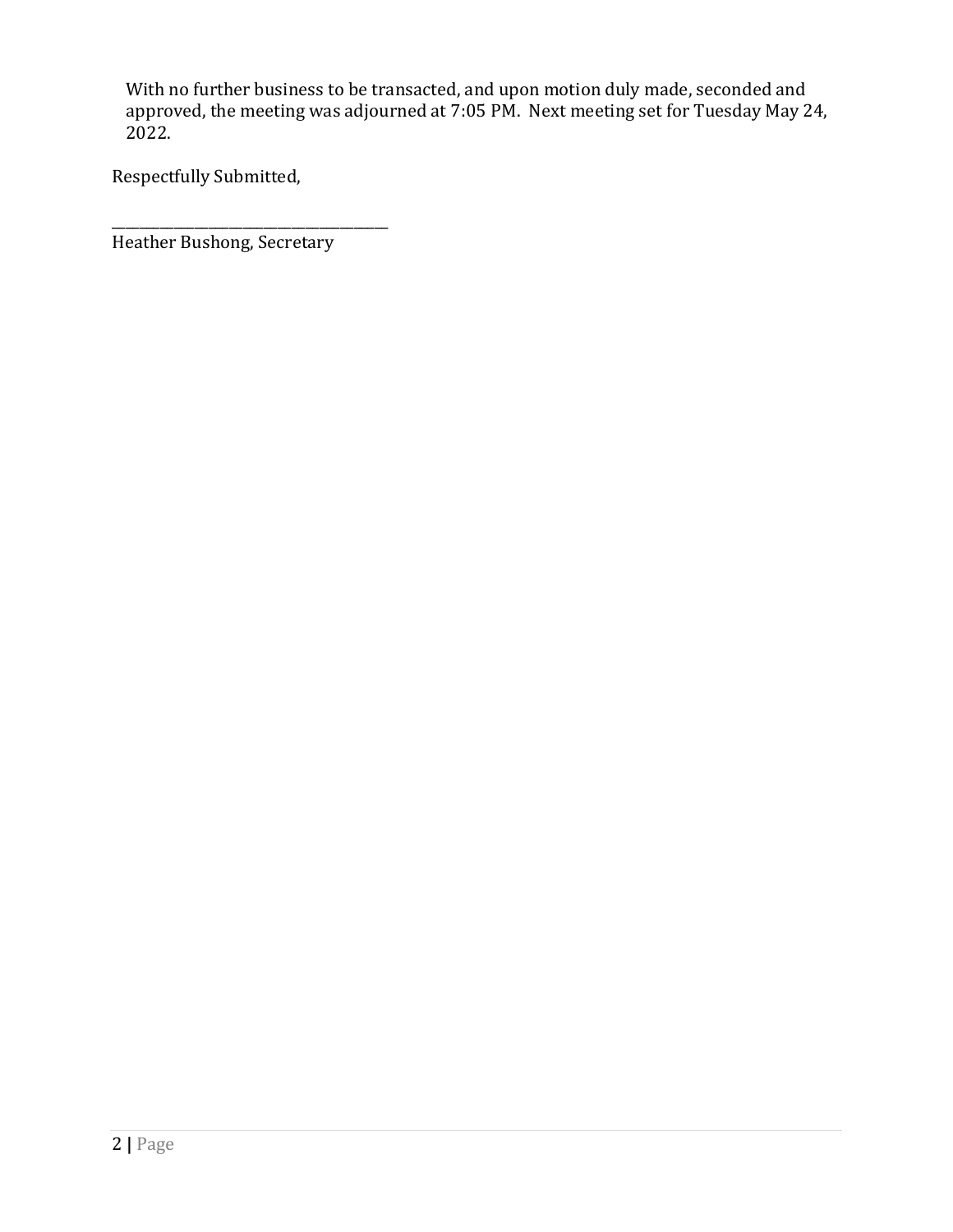With no further business to be transacted, and upon motion duly made, seconded and approved, the meeting was adjourned at 7:05 PM. Next meeting set for Tuesday May 24, 2022.

Respectfully Submitted,

\_\_\_\_\_\_\_\_\_\_\_\_\_\_\_\_\_\_\_\_\_\_\_\_\_\_\_\_\_\_\_\_\_\_\_\_\_\_\_\_

Heather Bushong, Secretary